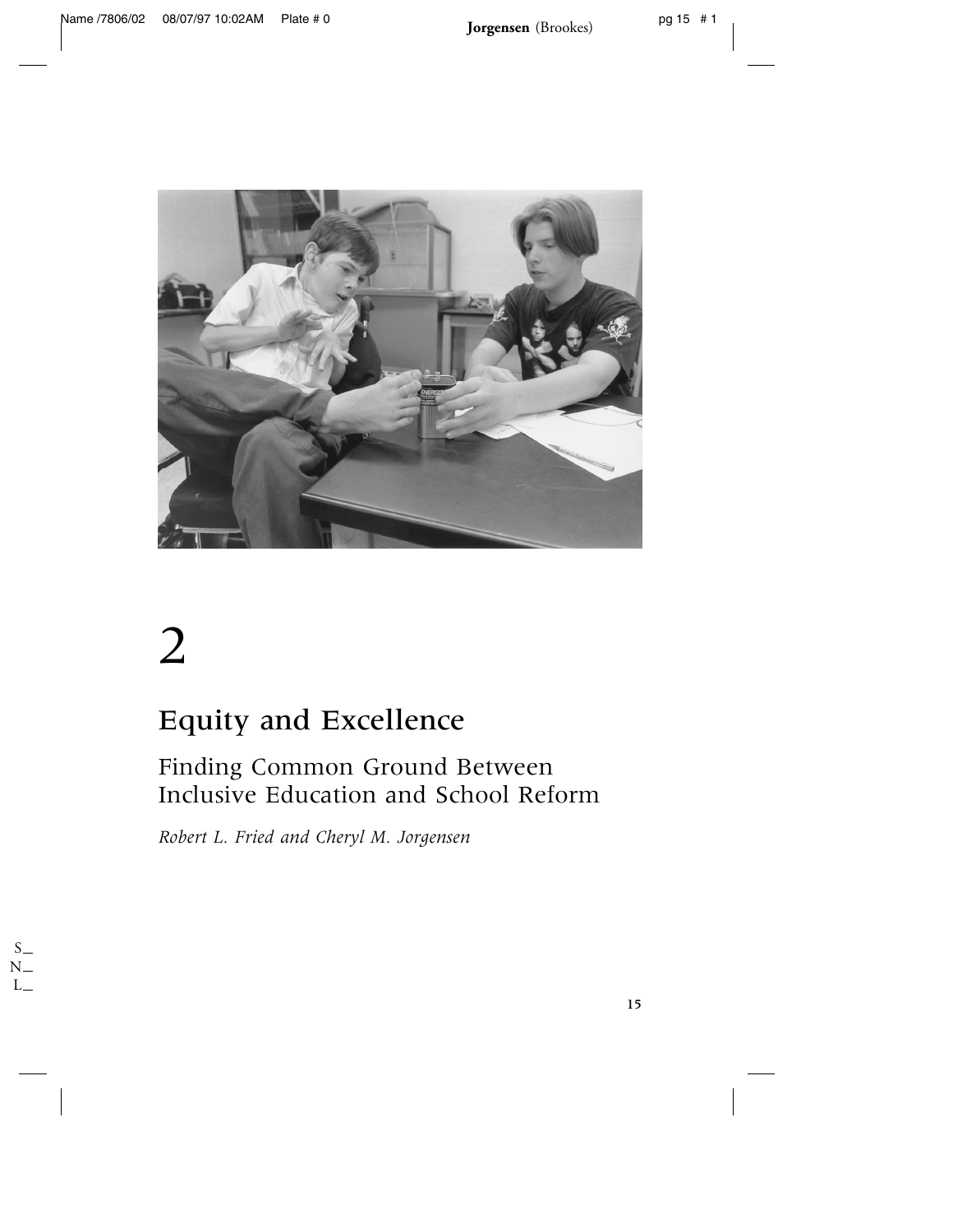# 2

## Equity and Excellence

### Finding Common Ground Between Inclusive Education and School Reform

*Robert L. Fried and Cheryl M. Jorgensen*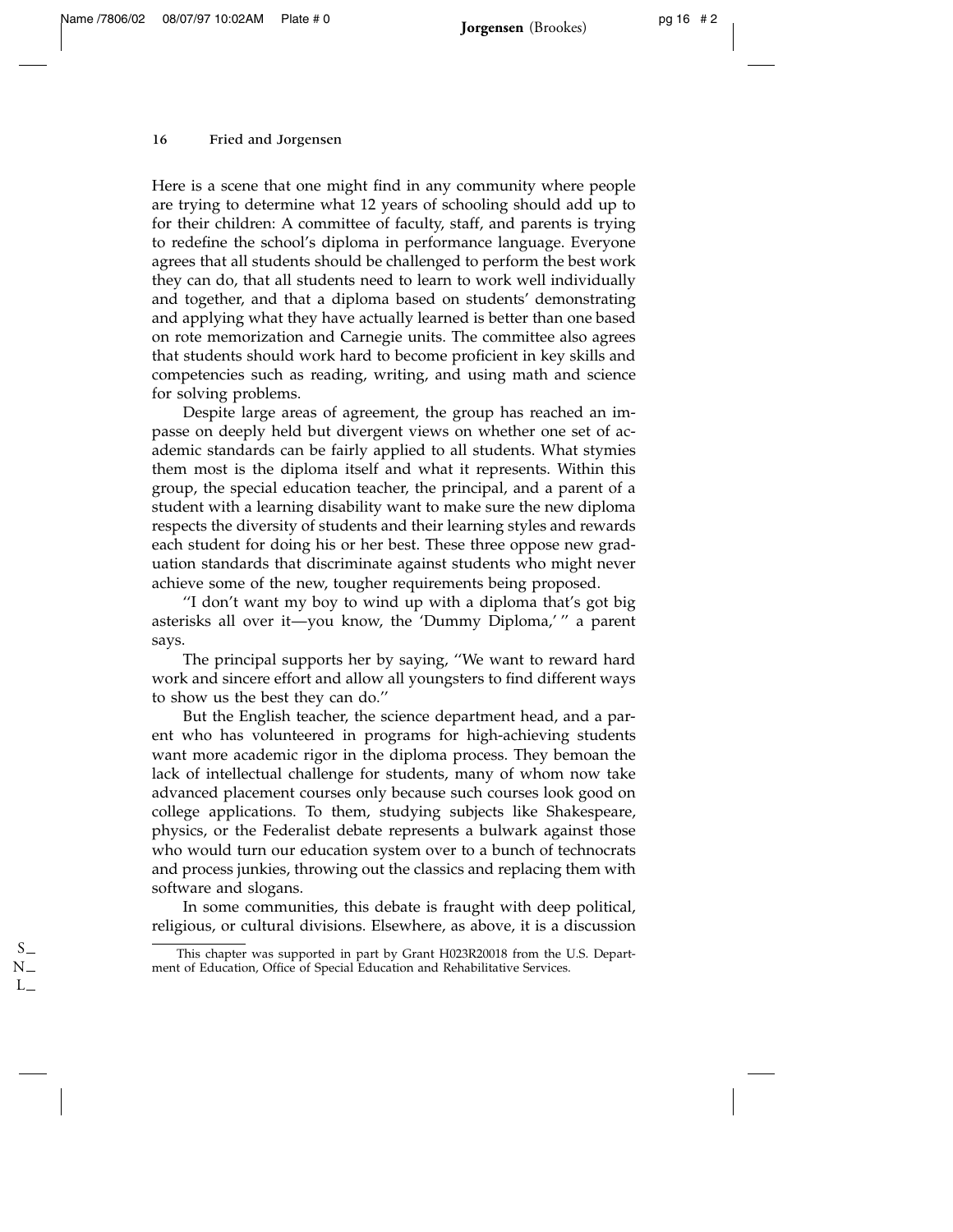Here is a scene that one might find in any community where people are trying to determine what 12 years of schooling should add up to for their children: A committee of faculty, staff, and parents is trying to redefine the school's diploma in performance language. Everyone agrees that all students should be challenged to perform the best work they can do, that all students need to learn to work well individually and together, and that a diploma based on students' demonstrating and applying what they have actually learned is better than one based on rote memorization and Carnegie units. The committee also agrees that students should work hard to become proficient in key skills and competencies such as reading, writing, and using math and science for solving problems.

Despite large areas of agreement, the group has reached an impasse on deeply held but divergent views on whether one set of academic standards can be fairly applied to all students. What stymies them most is the diploma itself and what it represents. Within this group, the special education teacher, the principal, and a parent of a student with a learning disability want to make sure the new diploma respects the diversity of students and their learning styles and rewards each student for doing his or her best. These three oppose new graduation standards that discriminate against students who might never achieve some of the new, tougher requirements being proposed.

"I don't want my boy to wind up with a diploma that's got big asterisks all over it—you know, the 'Dummy Diploma,' " a parent says.

The principal supports her by saying, "We want to reward hard work and sincere effort and allow all youngsters to find different ways to show us the best they can do."

But the English teacher, the science department head, and a parent who has volunteered in programs for high-achieving students want more academic rigor in the diploma process. They bemoan the lack of intellectual challenge for students, many of whom now take advanced placement courses only because such courses look good on college applications. To them, studying subjects like Shakespeare, physics, or the Federalist debate represents a bulwark against those who would turn our education system over to a bunch of technocrats and process junkies, throwing out the classics and replacing them with software and slogans.

In some communities, this debate is fraught with deep political, religious, or cultural divisions. Elsewhere, as above, it is a discussion

---

This chapter was supported in part by Grant H023R20018 from the U.S. Department of Education, Office of Special Education and Rehabilitative Services.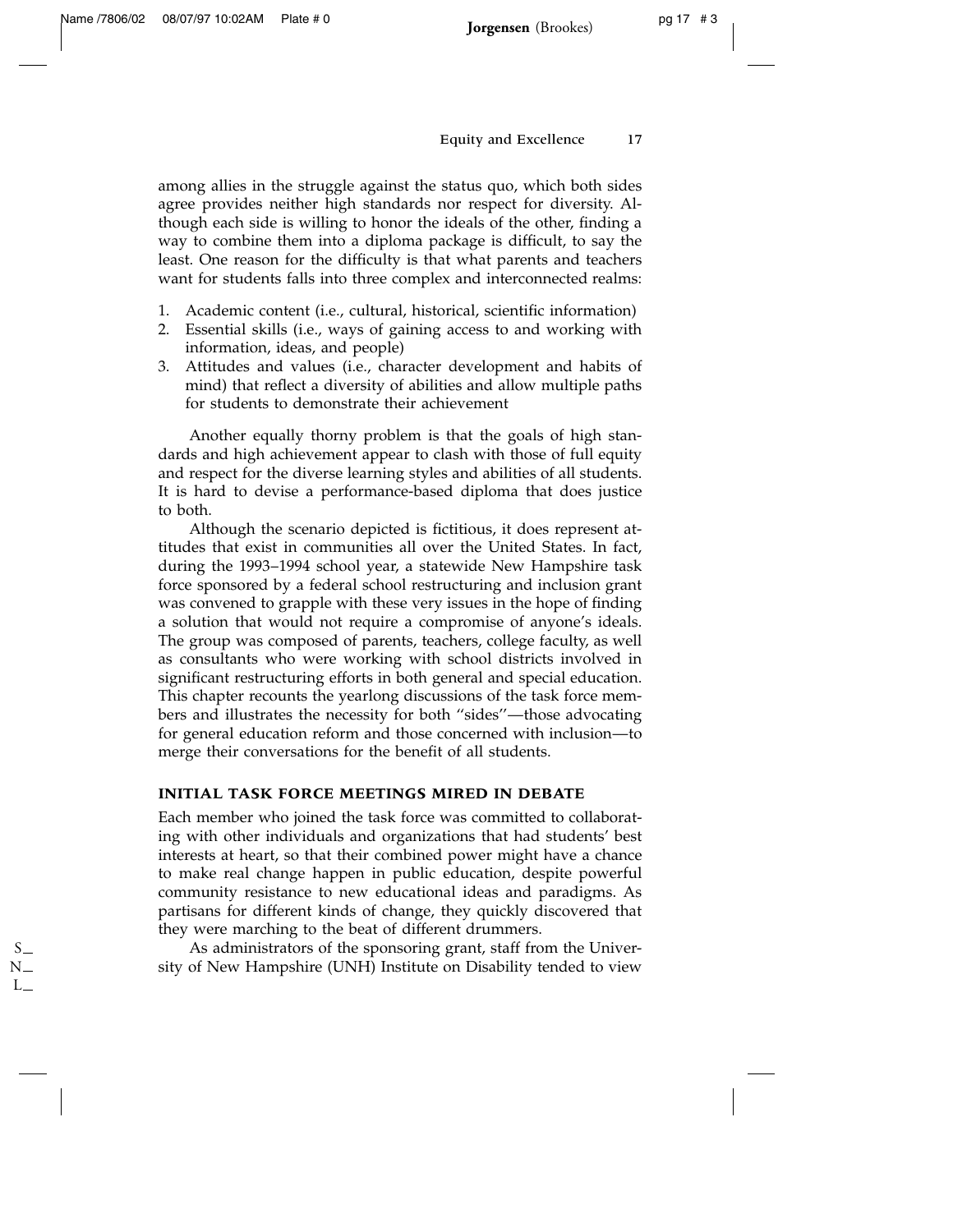among allies in the struggle against the status quo, which both sides agree provides neither high standards nor respect for diversity. Although each side is willing to honor the ideals of the other, finding a way to combine them into a diploma package is difficult, to say the least. One reason for the difficulty is that what parents and teachers want for students falls into three complex and interconnected realms:

1. Academic content (i.e., cultural, historical, scientific information)
2. Essential skills (i.e., ways of gaining access to and working with information, ideas, and people)
3. Attitudes and values (i.e., character development and habits of mind) that reflect a diversity of abilities and allow multiple paths for students to demonstrate their achievement

Another equally thorny problem is that the goals of high standards and high achievement appear to clash with those of full equity and respect for the diverse learning styles and abilities of all students. It is hard to devise a performance-based diploma that does justice to both.

Although the scenario depicted is fictitious, it does represent attitudes that exist in communities all over the United States. In fact, during the 1993–1994 school year, a statewide New Hampshire task force sponsored by a federal school restructuring and inclusion grant was convened to grapple with these very issues in the hope of finding a solution that would not require a compromise of anyone's ideals. The group was composed of parents, teachers, college faculty, as well as consultants who were working with school districts involved in significant restructuring efforts in both general and special education. This chapter recounts the yearlong discussions of the task force members and illustrates the necessity for both "sides"—those advocating for general education reform and those concerned with inclusion—to merge their conversations for the benefit of all students.

## INITIAL TASK FORCE MEETINGS MIRED IN DEBATE

Each member who joined the task force was committed to collaborating with other individuals and organizations that had students' best interests at heart, so that their combined power might have a chance to make real change happen in public education, despite powerful community resistance to new educational ideas and paradigms. As partisans for different kinds of change, they quickly discovered that they were marching to the beat of different drummers.

As administrators of the sponsoring grant, staff from the University of New Hampshire (UNH) Institute on Disability tended to view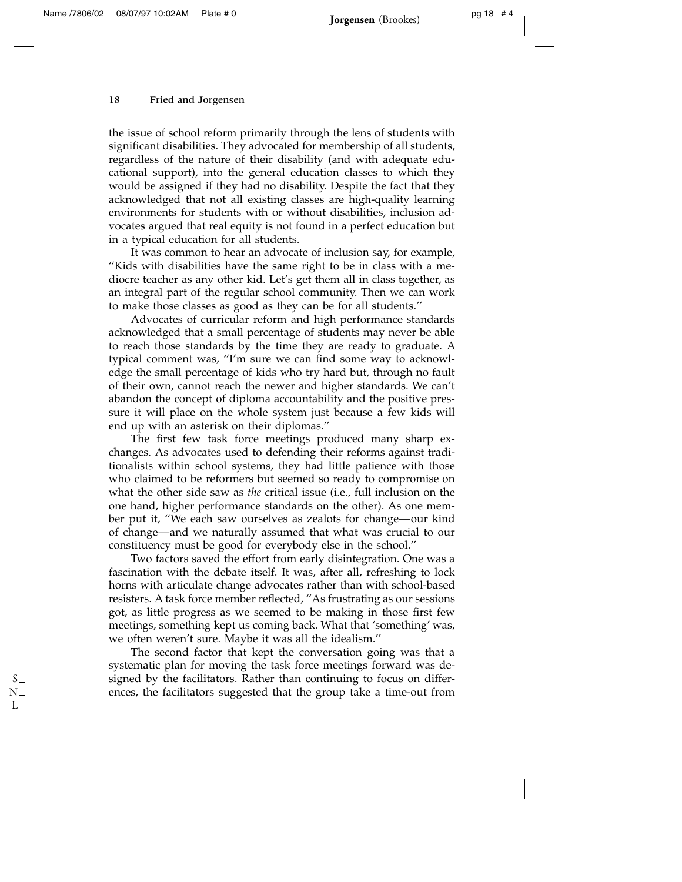the issue of school reform primarily through the lens of students with significant disabilities. They advocated for membership of all students, regardless of the nature of their disability (and with adequate educational support), into the general education classes to which they would be assigned if they had no disability. Despite the fact that they acknowledged that not all existing classes are high-quality learning environments for students with or without disabilities, inclusion advocates argued that real equity is not found in a perfect education but in a typical education for all students.

It was common to hear an advocate of inclusion say, for example, "Kids with disabilities have the same right to be in class with a mediocre teacher as any other kid. Let's get them all in class together, as an integral part of the regular school community. Then we can work to make those classes as good as they can be for all students."

Advocates of curricular reform and high performance standards acknowledged that a small percentage of students may never be able to reach those standards by the time they are ready to graduate. A typical comment was, "I'm sure we can find some way to acknowledge the small percentage of kids who try hard but, through no fault of their own, cannot reach the newer and higher standards. We can't abandon the concept of diploma accountability and the positive pressure it will place on the whole system just because a few kids will end up with an asterisk on their diplomas."

The first few task force meetings produced many sharp exchanges. As advocates used to defending their reforms against traditionalists within school systems, they had little patience with those who claimed to be reformers but seemed so ready to compromise on what the other side saw as *the* critical issue (i.e., full inclusion on the one hand, higher performance standards on the other). As one member put it, "We each saw ourselves as zealots for change—our kind of change—and we naturally assumed that what was crucial to our constituency must be good for everybody else in the school."

Two factors saved the effort from early disintegration. One was a fascination with the debate itself. It was, after all, refreshing to lock horns with articulate change advocates rather than with school-based resisters. A task force member reflected, "As frustrating as our sessions got, as little progress as we seemed to be making in those first few meetings, something kept us coming back. What that 'something' was, we often weren't sure. Maybe it was all the idealism."

The second factor that kept the conversation going was that a systematic plan for moving the task force meetings forward was designed by the facilitators. Rather than continuing to focus on differences, the facilitators suggested that the group take a time-out from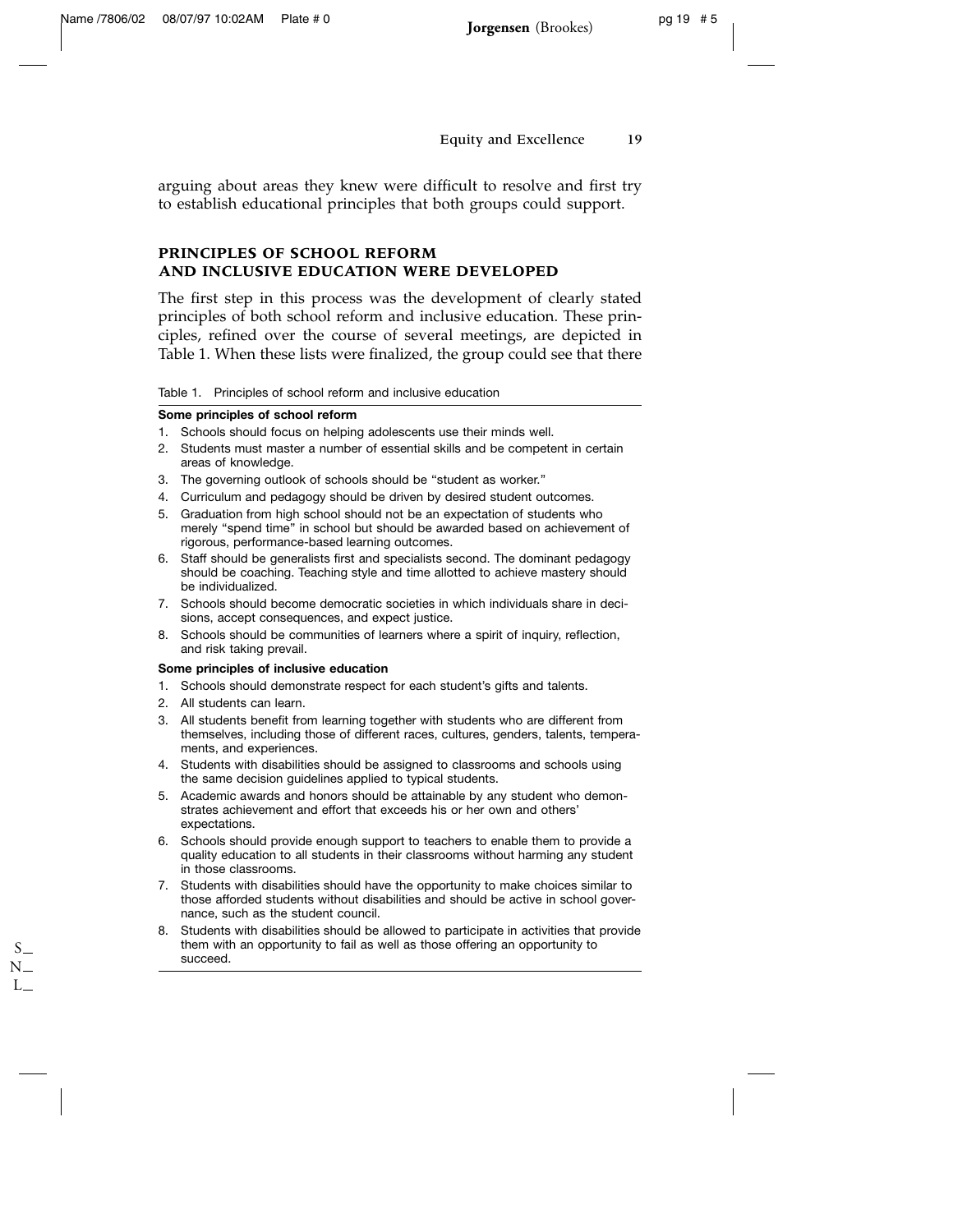arguing about areas they knew were difficult to resolve and first try to establish educational principles that both groups could support.

## PRINCIPLES OF SCHOOL REFORM AND INCLUSIVE EDUCATION WERE DEVELOPED

The first step in this process was the development of clearly stated principles of both school reform and inclusive education. These principles, refined over the course of several meetings, are depicted in Table 1. When these lists were finalized, the group could see that there

Table 1. Principles of school reform and inclusive education

**Some principles of school reform**

1. Schools should focus on helping adolescents use their minds well.
2. Students must master a number of essential skills and be competent in certain areas of knowledge.
3. The governing outlook of schools should be "student as worker."
4. Curriculum and pedagogy should be driven by desired student outcomes.
5. Graduation from high school should not be an expectation of students who merely "spend time" in school but should be awarded based on achievement of rigorous, performance-based learning outcomes.
6. Staff should be generalists first and specialists second. The dominant pedagogy should be coaching. Teaching style and time allotted to achieve mastery should be individualized.
7. Schools should become democratic societies in which individuals share in decisions, accept consequences, and expect justice.
8. Schools should be communities of learners where a spirit of inquiry, reflection, and risk taking prevail.

**Some principles of inclusive education**

1. Schools should demonstrate respect for each student's gifts and talents.
2. All students can learn.
3. All students benefit from learning together with students who are different from themselves, including those of different races, cultures, genders, talents, temperaments, and experiences.
4. Students with disabilities should be assigned to classrooms and schools using the same decision guidelines applied to typical students.
5. Academic awards and honors should be attainable by any student who demonstrates achievement and effort that exceeds his or her own and others' expectations.
6. Schools should provide enough support to teachers to enable them to provide a quality education to all students in their classrooms without harming any student in those classrooms.
7. Students with disabilities should have the opportunity to make choices similar to those afforded students without disabilities and should be active in school governance, such as the student council.
8. Students with disabilities should be allowed to participate in activities that provide them with an opportunity to fail as well as those offering an opportunity to succeed.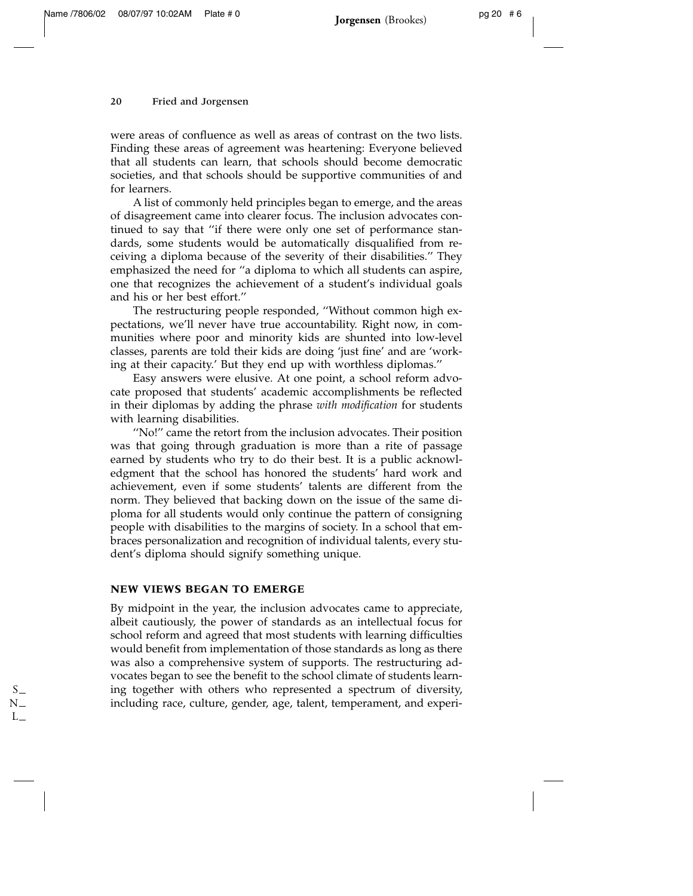were areas of confluence as well as areas of contrast on the two lists. Finding these areas of agreement was heartening: Everyone believed that all students can learn, that schools should become democratic societies, and that schools should be supportive communities of and for learners.

A list of commonly held principles began to emerge, and the areas of disagreement came into clearer focus. The inclusion advocates continued to say that "if there were only one set of performance standards, some students would be automatically disqualified from receiving a diploma because of the severity of their disabilities." They emphasized the need for "a diploma to which all students can aspire, one that recognizes the achievement of a student's individual goals and his or her best effort."

The restructuring people responded, "Without common high expectations, we'll never have true accountability. Right now, in communities where poor and minority kids are shunted into low-level classes, parents are told their kids are doing 'just fine' and are 'working at their capacity.' But they end up with worthless diplomas."

Easy answers were elusive. At one point, a school reform advocate proposed that students' academic accomplishments be reflected in their diplomas by adding the phrase *with modification* for students with learning disabilities.

"No!" came the retort from the inclusion advocates. Their position was that going through graduation is more than a rite of passage earned by students who try to do their best. It is a public acknowledgment that the school has honored the students' hard work and achievement, even if some students' talents are different from the norm. They believed that backing down on the issue of the same diploma for all students would only continue the pattern of consigning people with disabilities to the margins of society. In a school that embraces personalization and recognition of individual talents, every student's diploma should signify something unique.

## NEW VIEWS BEGAN TO EMERGE

By midpoint in the year, the inclusion advocates came to appreciate, albeit cautiously, the power of standards as an intellectual focus for school reform and agreed that most students with learning difficulties would benefit from implementation of those standards as long as there was also a comprehensive system of supports. The restructuring advocates began to see the benefit to the school climate of students learning together with others who represented a spectrum of diversity, including race, culture, gender, age, talent, temperament, and experi-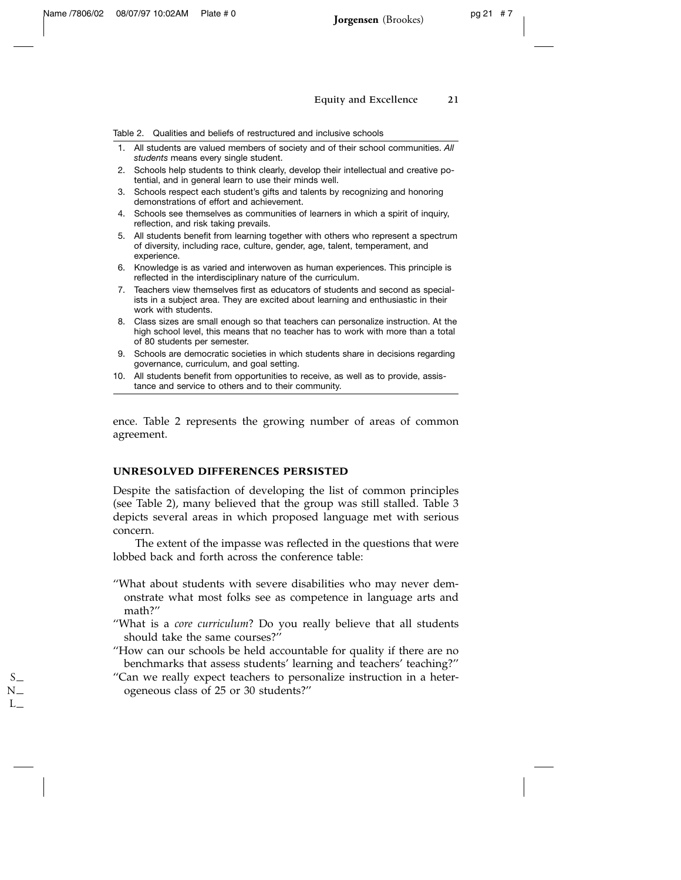Table 2. Qualities and beliefs of restructured and inclusive schools

1. All students are valued members of society and of their school communities. *All students* means every single student.
2. Schools help students to think clearly, develop their intellectual and creative potential, and in general learn to use their minds well.
3. Schools respect each student's gifts and talents by recognizing and honoring demonstrations of effort and achievement.
4. Schools see themselves as communities of learners in which a spirit of inquiry, reflection, and risk taking prevails.
5. All students benefit from learning together with others who represent a spectrum of diversity, including race, culture, gender, age, talent, temperament, and experience.
6. Knowledge is as varied and interwoven as human experiences. This principle is reflected in the interdisciplinary nature of the curriculum.
7. Teachers view themselves first as educators of students and second as specialists in a subject area. They are excited about learning and enthusiastic in their work with students.
8. Class sizes are small enough so that teachers can personalize instruction. At the high school level, this means that no teacher has to work with more than a total of 80 students per semester.
9. Schools are democratic societies in which students share in decisions regarding governance, curriculum, and goal setting.
10. All students benefit from opportunities to receive, as well as to provide, assistance and service to others and to their community.

ence. Table 2 represents the growing number of areas of common agreement.

## UNRESOLVED DIFFERENCES PERSISTED

Despite the satisfaction of developing the list of common principles (see Table 2), many believed that the group was still stalled. Table 3 depicts several areas in which proposed language met with serious concern.

The extent of the impasse was reflected in the questions that were lobbed back and forth across the conference table:

"What about students with severe disabilities who may never demonstrate what most folks see as competence in language arts and math?"

"What is a *core curriculum*? Do you really believe that all students should take the same courses?"

"How can our schools be held accountable for quality if there are no benchmarks that assess students' learning and teachers' teaching?"

"Can we really expect teachers to personalize instruction in a heterogeneous class of 25 or 30 students?"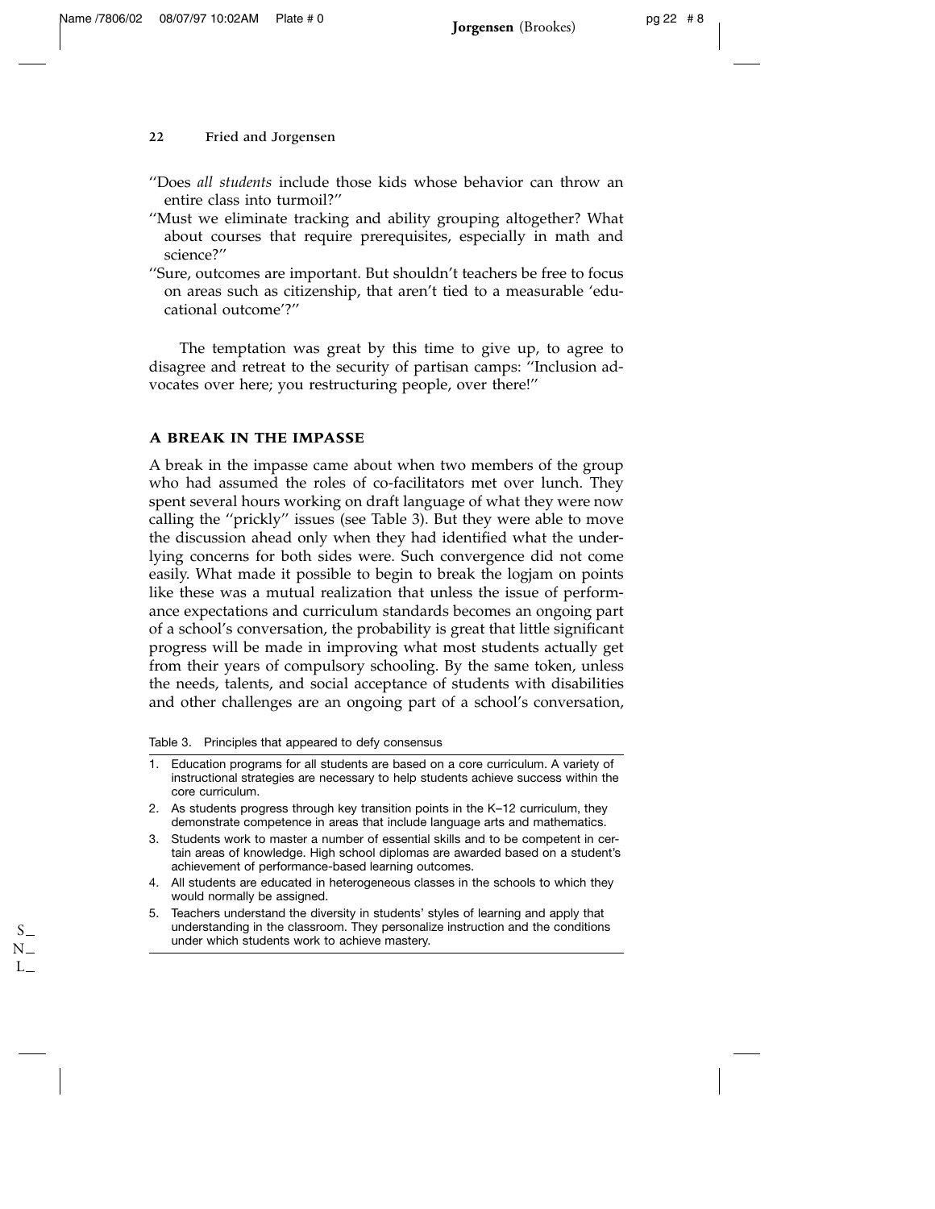''Does *all students* include those kids whose behavior can throw an entire class into turmoil?''

''Must we eliminate tracking and ability grouping altogether? What about courses that require prerequisites, especially in math and science?''

''Sure, outcomes are important. But shouldn't teachers be free to focus on areas such as citizenship, that aren't tied to a measurable 'educational outcome'?''

The temptation was great by this time to give up, to agree to disagree and retreat to the security of partisan camps: ''Inclusion advocates over here; you restructuring people, over there!''

## A BREAK IN THE IMPASSE

A break in the impasse came about when two members of the group who had assumed the roles of co-facilitators met over lunch. They spent several hours working on draft language of what they were now calling the ''prickly'' issues (see Table 3). But they were able to move the discussion ahead only when they had identified what the underlying concerns for both sides were. Such convergence did not come easily. What made it possible to begin to break the logjam on points like these was a mutual realization that unless the issue of performance expectations and curriculum standards becomes an ongoing part of a school's conversation, the probability is great that little significant progress will be made in improving what most students actually get from their years of compulsory schooling. By the same token, unless the needs, talents, and social acceptance of students with disabilities and other challenges are an ongoing part of a school's conversation,

Table 3. Principles that appeared to defy consensus

1. Education programs for all students are based on a core curriculum. A variety of instructional strategies are necessary to help students achieve success within the core curriculum.
2. As students progress through key transition points in the K–12 curriculum, they demonstrate competence in areas that include language arts and mathematics.
3. Students work to master a number of essential skills and to be competent in certain areas of knowledge. High school diplomas are awarded based on a student's achievement of performance-based learning outcomes.
4. All students are educated in heterogeneous classes in the schools to which they would normally be assigned.
5. Teachers understand the diversity in students' styles of learning and apply that understanding in the classroom. They personalize instruction and the conditions under which students work to achieve mastery.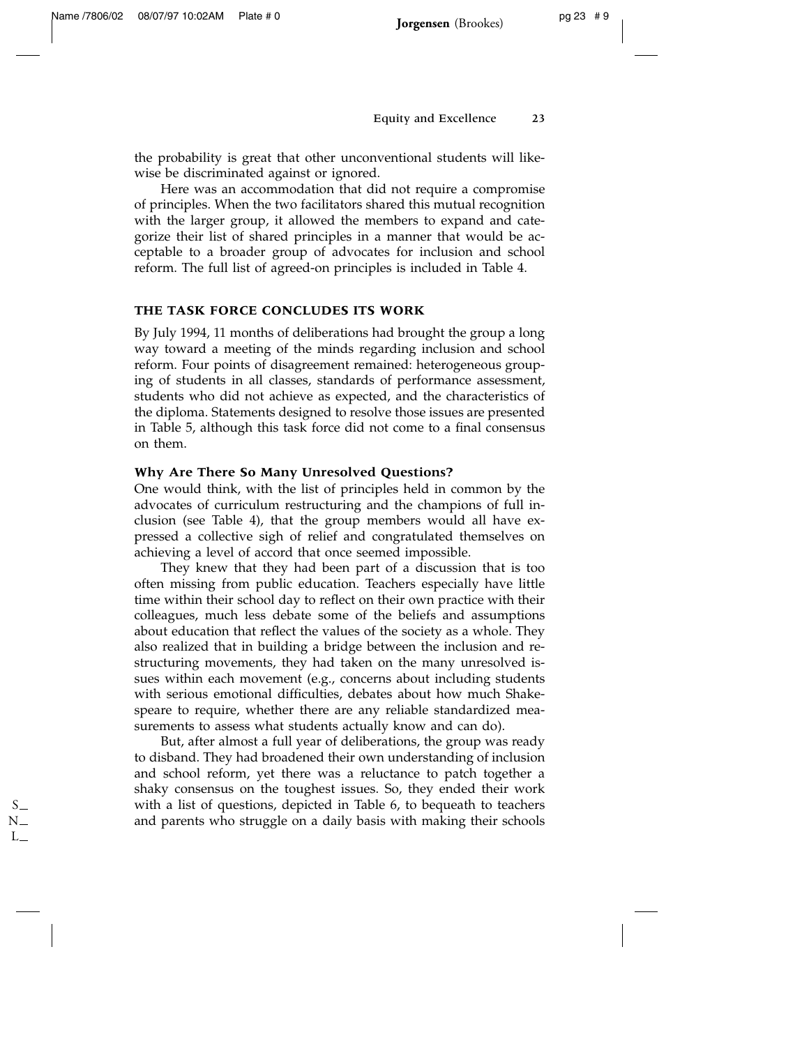the probability is great that other unconventional students will likewise be discriminated against or ignored.

Here was an accommodation that did not require a compromise of principles. When the two facilitators shared this mutual recognition with the larger group, it allowed the members to expand and categorize their list of shared principles in a manner that would be acceptable to a broader group of advocates for inclusion and school reform. The full list of agreed-on principles is included in Table 4.

## THE TASK FORCE CONCLUDES ITS WORK

By July 1994, 11 months of deliberations had brought the group a long way toward a meeting of the minds regarding inclusion and school reform. Four points of disagreement remained: heterogeneous grouping of students in all classes, standards of performance assessment, students who did not achieve as expected, and the characteristics of the diploma. Statements designed to resolve those issues are presented in Table 5, although this task force did not come to a final consensus on them.

### Why Are There So Many Unresolved Questions?

One would think, with the list of principles held in common by the advocates of curriculum restructuring and the champions of full inclusion (see Table 4), that the group members would all have expressed a collective sigh of relief and congratulated themselves on achieving a level of accord that once seemed impossible.

They knew that they had been part of a discussion that is too often missing from public education. Teachers especially have little time within their school day to reflect on their own practice with their colleagues, much less debate some of the beliefs and assumptions about education that reflect the values of the society as a whole. They also realized that in building a bridge between the inclusion and restructuring movements, they had taken on the many unresolved issues within each movement (e.g., concerns about including students with serious emotional difficulties, debates about how much Shakespeare to require, whether there are any reliable standardized measurements to assess what students actually know and can do).

But, after almost a full year of deliberations, the group was ready to disband. They had broadened their own understanding of inclusion and school reform, yet there was a reluctance to patch together a shaky consensus on the toughest issues. So, they ended their work with a list of questions, depicted in Table 6, to bequeath to teachers and parents who struggle on a daily basis with making their schools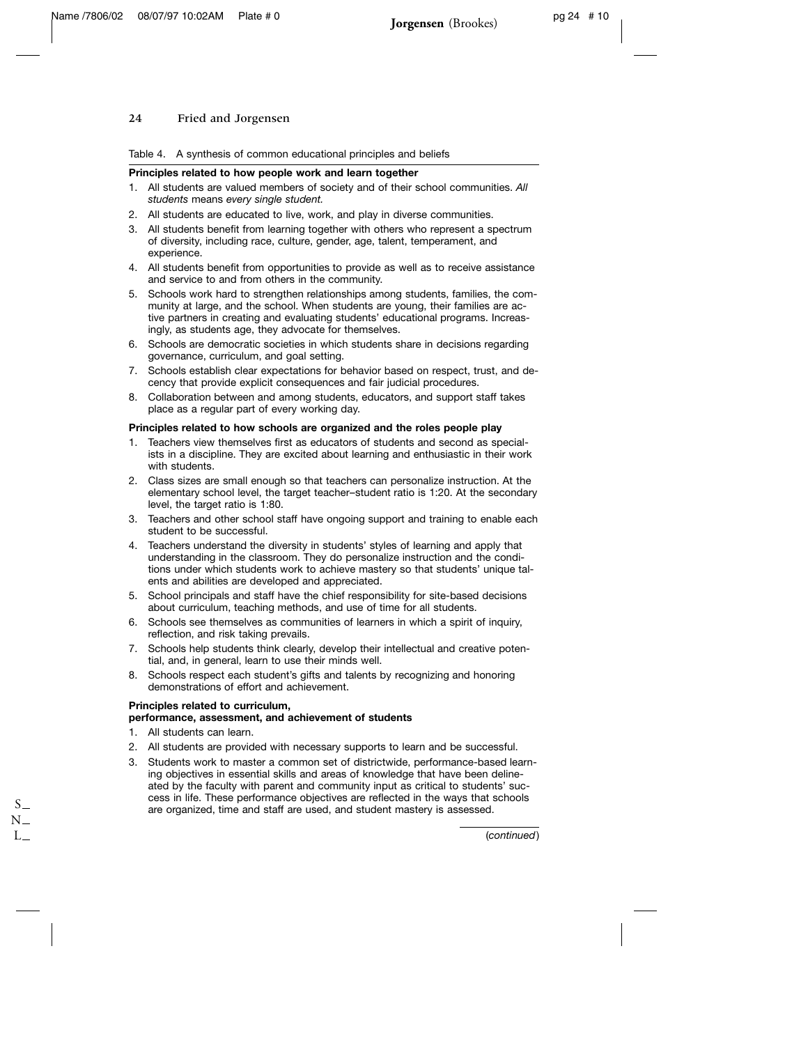Table 4. A synthesis of common educational principles and beliefs

**Principles related to how people work and learn together**

1. All students are valued members of society and of their school communities. *All students* means *every single student.*
2. All students are educated to live, work, and play in diverse communities.
3. All students benefit from learning together with others who represent a spectrum of diversity, including race, culture, gender, age, talent, temperament, and experience.
4. All students benefit from opportunities to provide as well as to receive assistance and service to and from others in the community.
5. Schools work hard to strengthen relationships among students, families, the community at large, and the school. When students are young, their families are active partners in creating and evaluating students' educational programs. Increasingly, as students age, they advocate for themselves.
6. Schools are democratic societies in which students share in decisions regarding governance, curriculum, and goal setting.
7. Schools establish clear expectations for behavior based on respect, trust, and decency that provide explicit consequences and fair judicial procedures.
8. Collaboration between and among students, educators, and support staff takes place as a regular part of every working day.

**Principles related to how schools are organized and the roles people play**

1. Teachers view themselves first as educators of students and second as specialists in a discipline. They are excited about learning and enthusiastic in their work with students.
2. Class sizes are small enough so that teachers can personalize instruction. At the elementary school level, the target teacher–student ratio is 1:20. At the secondary level, the target ratio is 1:80.
3. Teachers and other school staff have ongoing support and training to enable each student to be successful.
4. Teachers understand the diversity in students' styles of learning and apply that understanding in the classroom. They do personalize instruction and the conditions under which students work to achieve mastery so that students' unique talents and abilities are developed and appreciated.
5. School principals and staff have the chief responsibility for site-based decisions about curriculum, teaching methods, and use of time for all students.
6. Schools see themselves as communities of learners in which a spirit of inquiry, reflection, and risk taking prevails.
7. Schools help students think clearly, develop their intellectual and creative potential, and, in general, learn to use their minds well.
8. Schools respect each student's gifts and talents by recognizing and honoring demonstrations of effort and achievement.

**Principles related to curriculum, performance, assessment, and achievement of students**

1. All students can learn.
2. All students are provided with necessary supports to learn and be successful.
3. Students work to master a common set of districtwide, performance-based learning objectives in essential skills and areas of knowledge that have been delineated by the faculty with parent and community input as critical to students' success in life. These performance objectives are reflected in the ways that schools are organized, time and staff are used, and student mastery is assessed.

(*continued*)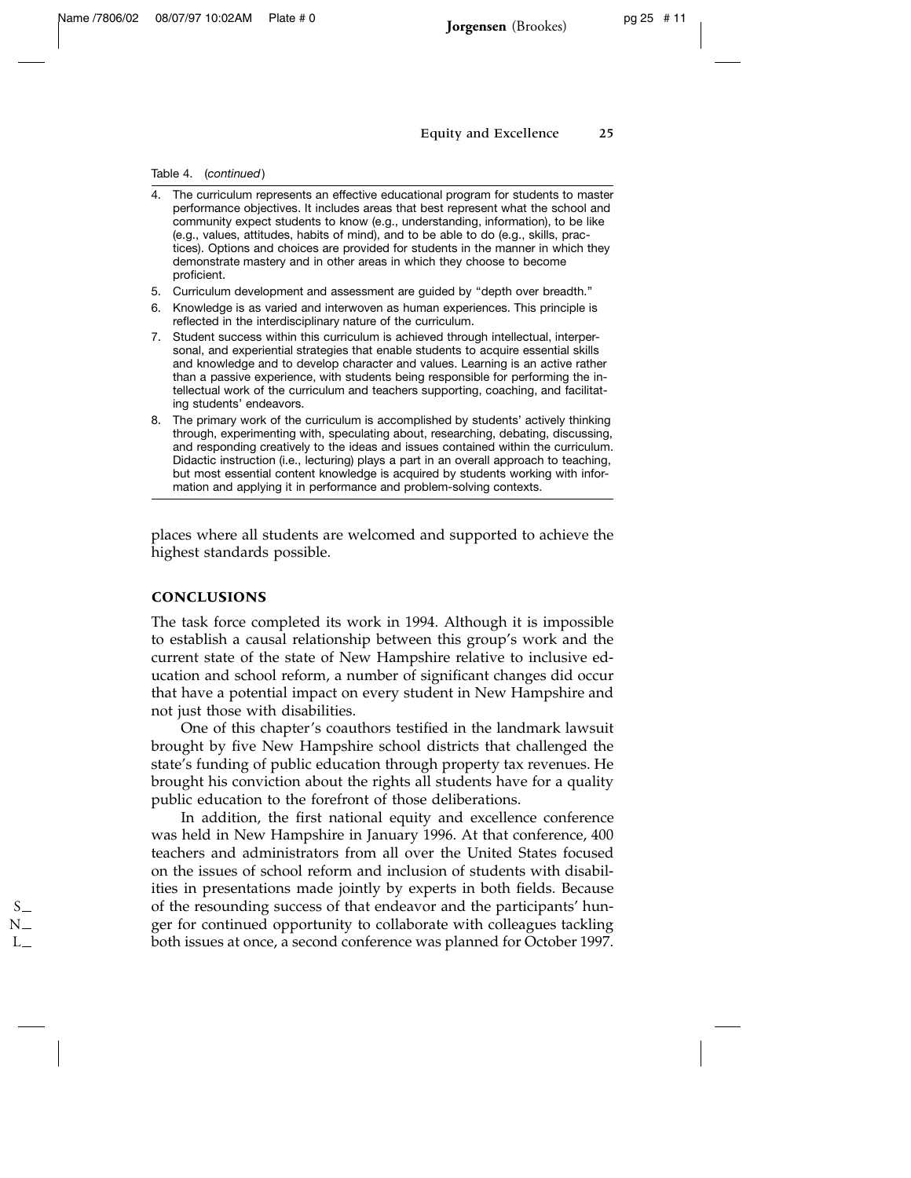Table 4. (*continued*)

4. The curriculum represents an effective educational program for students to master performance objectives. It includes areas that best represent what the school and community expect students to know (e.g., understanding, information), to be like (e.g., values, attitudes, habits of mind), and to be able to do (e.g., skills, practices). Options and choices are provided for students in the manner in which they demonstrate mastery and in other areas in which they choose to become proficient.
5. Curriculum development and assessment are guided by "depth over breadth."
6. Knowledge is as varied and interwoven as human experiences. This principle is reflected in the interdisciplinary nature of the curriculum.
7. Student success within this curriculum is achieved through intellectual, interpersonal, and experiential strategies that enable students to acquire essential skills and knowledge and to develop character and values. Learning is an active rather than a passive experience, with students being responsible for performing the intellectual work of the curriculum and teachers supporting, coaching, and facilitating students' endeavors.
8. The primary work of the curriculum is accomplished by students' actively thinking through, experimenting with, speculating about, researching, debating, discussing, and responding creatively to the ideas and issues contained within the curriculum. Didactic instruction (i.e., lecturing) plays a part in an overall approach to teaching, but most essential content knowledge is acquired by students working with information and applying it in performance and problem-solving contexts.

places where all students are welcomed and supported to achieve the highest standards possible.

## CONCLUSIONS

The task force completed its work in 1994. Although it is impossible to establish a causal relationship between this group's work and the current state of the state of New Hampshire relative to inclusive education and school reform, a number of significant changes did occur that have a potential impact on every student in New Hampshire and not just those with disabilities.

One of this chapter's coauthors testified in the landmark lawsuit brought by five New Hampshire school districts that challenged the state's funding of public education through property tax revenues. He brought his conviction about the rights all students have for a quality public education to the forefront of those deliberations.

In addition, the first national equity and excellence conference was held in New Hampshire in January 1996. At that conference, 400 teachers and administrators from all over the United States focused on the issues of school reform and inclusion of students with disabilities in presentations made jointly by experts in both fields. Because of the resounding success of that endeavor and the participants' hunger for continued opportunity to collaborate with colleagues tackling both issues at once, a second conference was planned for October 1997.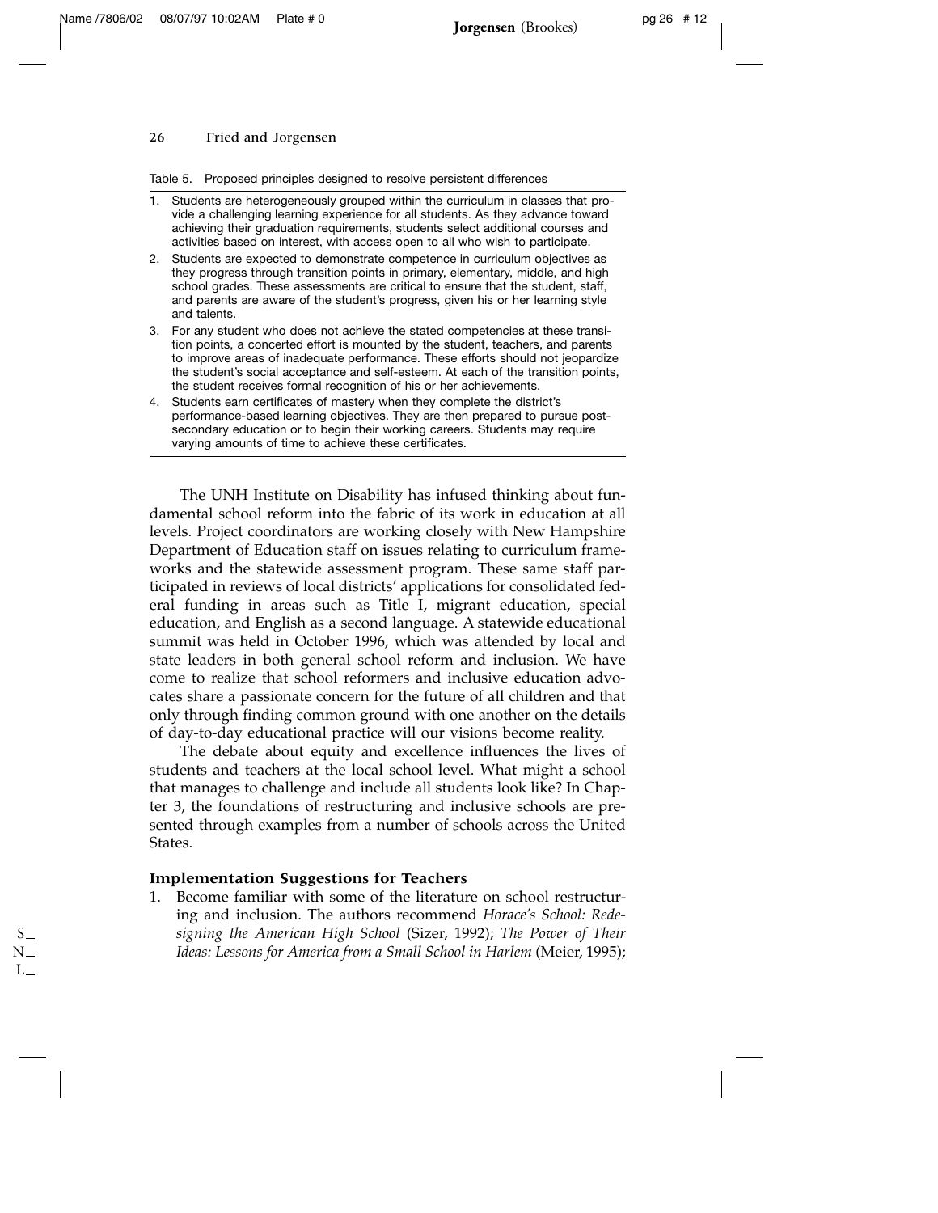Table 5. Proposed principles designed to resolve persistent differences

1. Students are heterogeneously grouped within the curriculum in classes that provide a challenging learning experience for all students. As they advance toward achieving their graduation requirements, students select additional courses and activities based on interest, with access open to all who wish to participate.
2. Students are expected to demonstrate competence in curriculum objectives as they progress through transition points in primary, elementary, middle, and high school grades. These assessments are critical to ensure that the student, staff, and parents are aware of the student's progress, given his or her learning style and talents.
3. For any student who does not achieve the stated competencies at these transition points, a concerted effort is mounted by the student, teachers, and parents to improve areas of inadequate performance. These efforts should not jeopardize the student's social acceptance and self-esteem. At each of the transition points, the student receives formal recognition of his or her achievements.
4. Students earn certificates of mastery when they complete the district's performance-based learning objectives. They are then prepared to pursue post-secondary education or to begin their working careers. Students may require varying amounts of time to achieve these certificates.

The UNH Institute on Disability has infused thinking about fundamental school reform into the fabric of its work in education at all levels. Project coordinators are working closely with New Hampshire Department of Education staff on issues relating to curriculum frameworks and the statewide assessment program. These same staff participated in reviews of local districts' applications for consolidated federal funding in areas such as Title I, migrant education, special education, and English as a second language. A statewide educational summit was held in October 1996, which was attended by local and state leaders in both general school reform and inclusion. We have come to realize that school reformers and inclusive education advocates share a passionate concern for the future of all children and that only through finding common ground with one another on the details of day-to-day educational practice will our visions become reality.

The debate about equity and excellence influences the lives of students and teachers at the local school level. What might a school that manages to challenge and include all students look like? In Chapter 3, the foundations of restructuring and inclusive schools are presented through examples from a number of schools across the United States.

## Implementation Suggestions for Teachers

1. Become familiar with some of the literature on school restructuring and inclusion. The authors recommend *Horace's School: Redesigning the American High School* (Sizer, 1992); *The Power of Their Ideas: Lessons for America from a Small School in Harlem* (Meier, 1995);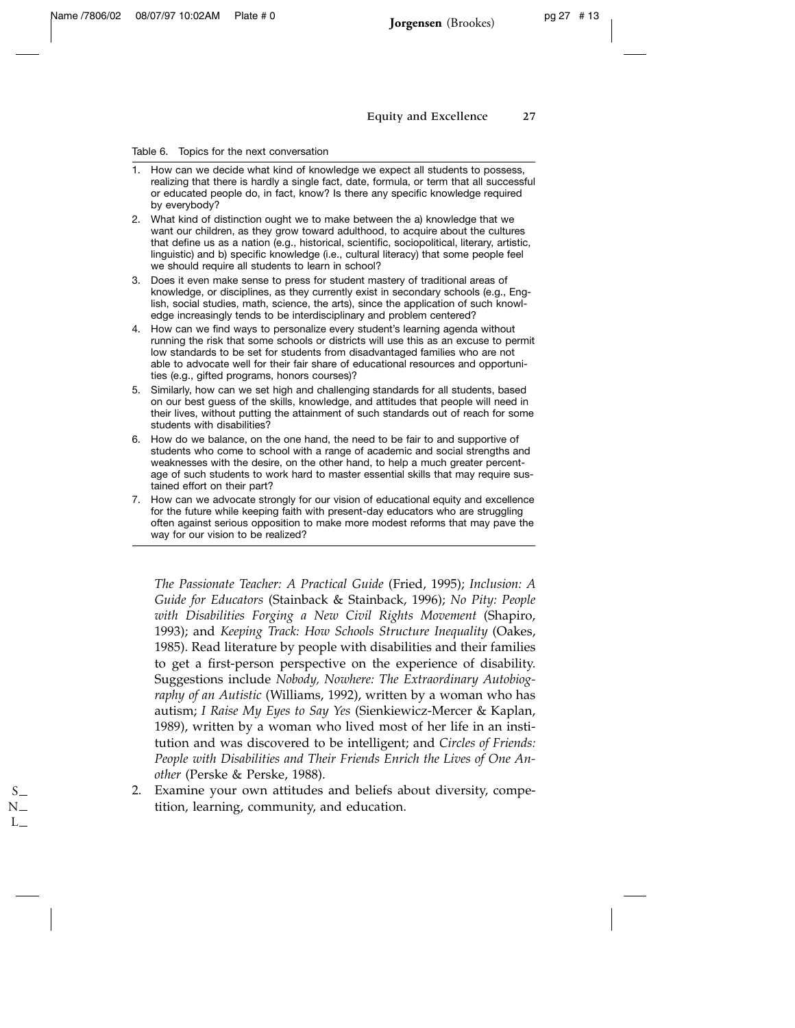Table 6. Topics for the next conversation

1. How can we decide what kind of knowledge we expect all students to possess, realizing that there is hardly a single fact, date, formula, or term that all successful or educated people do, in fact, know? Is there any specific knowledge required by everybody?
2. What kind of distinction ought we to make between the a) knowledge that we want our children, as they grow toward adulthood, to acquire about the cultures that define us as a nation (e.g., historical, scientific, sociopolitical, literary, artistic, linguistic) and b) specific knowledge (i.e., cultural literacy) that some people feel we should require all students to learn in school?
3. Does it even make sense to press for student mastery of traditional areas of knowledge, or disciplines, as they currently exist in secondary schools (e.g., English, social studies, math, science, the arts), since the application of such knowledge increasingly tends to be interdisciplinary and problem centered?
4. How can we find ways to personalize every student's learning agenda without running the risk that some schools or districts will use this as an excuse to permit low standards to be set for students from disadvantaged families who are not able to advocate well for their fair share of educational resources and opportunities (e.g., gifted programs, honors courses)?
5. Similarly, how can we set high and challenging standards for all students, based on our best guess of the skills, knowledge, and attitudes that people will need in their lives, without putting the attainment of such standards out of reach for some students with disabilities?
6. How do we balance, on the one hand, the need to be fair to and supportive of students who come to school with a range of academic and social strengths and weaknesses with the desire, on the other hand, to help a much greater percentage of such students to work hard to master essential skills that may require sustained effort on their part?
7. How can we advocate strongly for our vision of educational equity and excellence for the future while keeping faith with present-day educators who are struggling often against serious opposition to make more modest reforms that may pave the way for our vision to be realized?

*The Passionate Teacher: A Practical Guide* (Fried, 1995); *Inclusion: A Guide for Educators* (Stainback & Stainback, 1996); *No Pity: People with Disabilities Forging a New Civil Rights Movement* (Shapiro, 1993); and *Keeping Track: How Schools Structure Inequality* (Oakes, 1985). Read literature by people with disabilities and their families to get a first-person perspective on the experience of disability. Suggestions include *Nobody, Nowhere: The Extraordinary Autobiography of an Autistic* (Williams, 1992), written by a woman who has autism; *I Raise My Eyes to Say Yes* (Sienkiewicz-Mercer & Kaplan, 1989), written by a woman who lived most of her life in an institution and was discovered to be intelligent; and *Circles of Friends: People with Disabilities and Their Friends Enrich the Lives of One Another* (Perske & Perske, 1988).

2. Examine your own attitudes and beliefs about diversity, competition, learning, community, and education.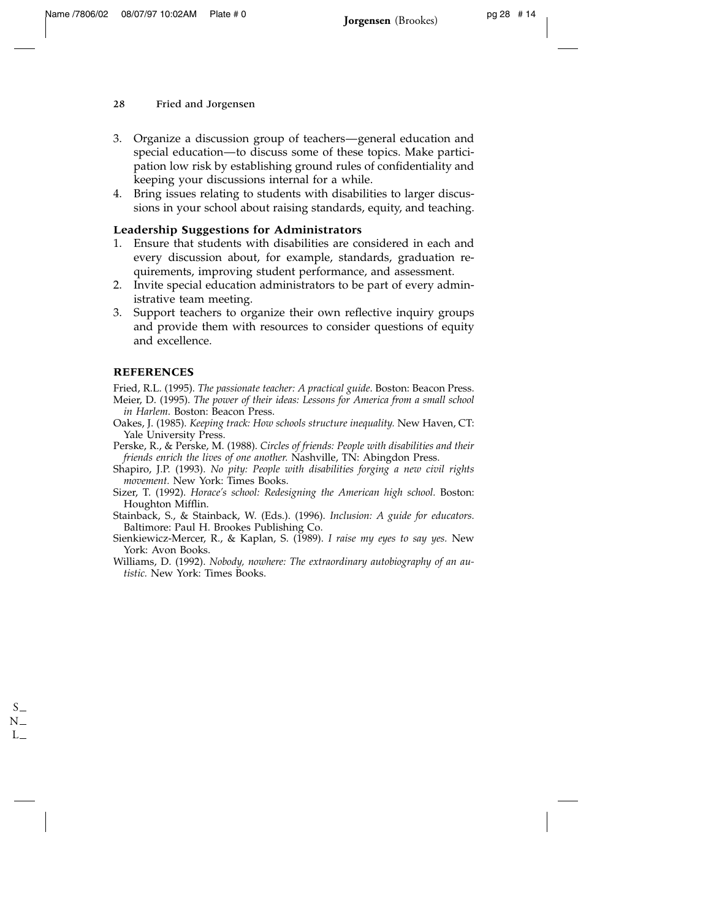3. Organize a discussion group of teachers—general education and special education—to discuss some of these topics. Make participation low risk by establishing ground rules of confidentiality and keeping your discussions internal for a while.
4. Bring issues relating to students with disabilities to larger discussions in your school about raising standards, equity, and teaching.

### Leadership Suggestions for Administrators

1. Ensure that students with disabilities are considered in each and every discussion about, for example, standards, graduation requirements, improving student performance, and assessment.
2. Invite special education administrators to be part of every administrative team meeting.
3. Support teachers to organize their own reflective inquiry groups and provide them with resources to consider questions of equity and excellence.

## REFERENCES

Fried, R.L. (1995). *The passionate teacher: A practical guide*. Boston: Beacon Press.

Meier, D. (1995). *The power of their ideas: Lessons for America from a small school in Harlem.* Boston: Beacon Press.

Oakes, J. (1985). *Keeping track: How schools structure inequality.* New Haven, CT: Yale University Press.

Perske, R., & Perske, M. (1988). *Circles of friends: People with disabilities and their friends enrich the lives of one another.* Nashville, TN: Abingdon Press.

Shapiro, J.P. (1993). *No pity: People with disabilities forging a new civil rights movement.* New York: Times Books.

Sizer, T. (1992). *Horace's school: Redesigning the American high school.* Boston: Houghton Mifflin.

Stainback, S., & Stainback, W. (Eds.). (1996). *Inclusion: A guide for educators.* Baltimore: Paul H. Brookes Publishing Co.

Sienkiewicz-Mercer, R., & Kaplan, S. (1989). *I raise my eyes to say yes.* New York: Avon Books.

Williams, D. (1992). *Nobody, nowhere: The extraordinary autobiography of an autistic.* New York: Times Books.